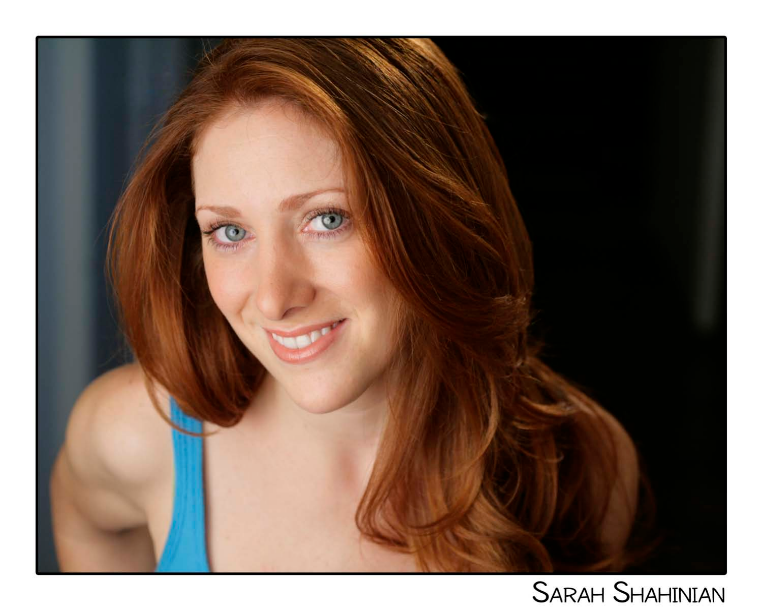Sarah Shahinian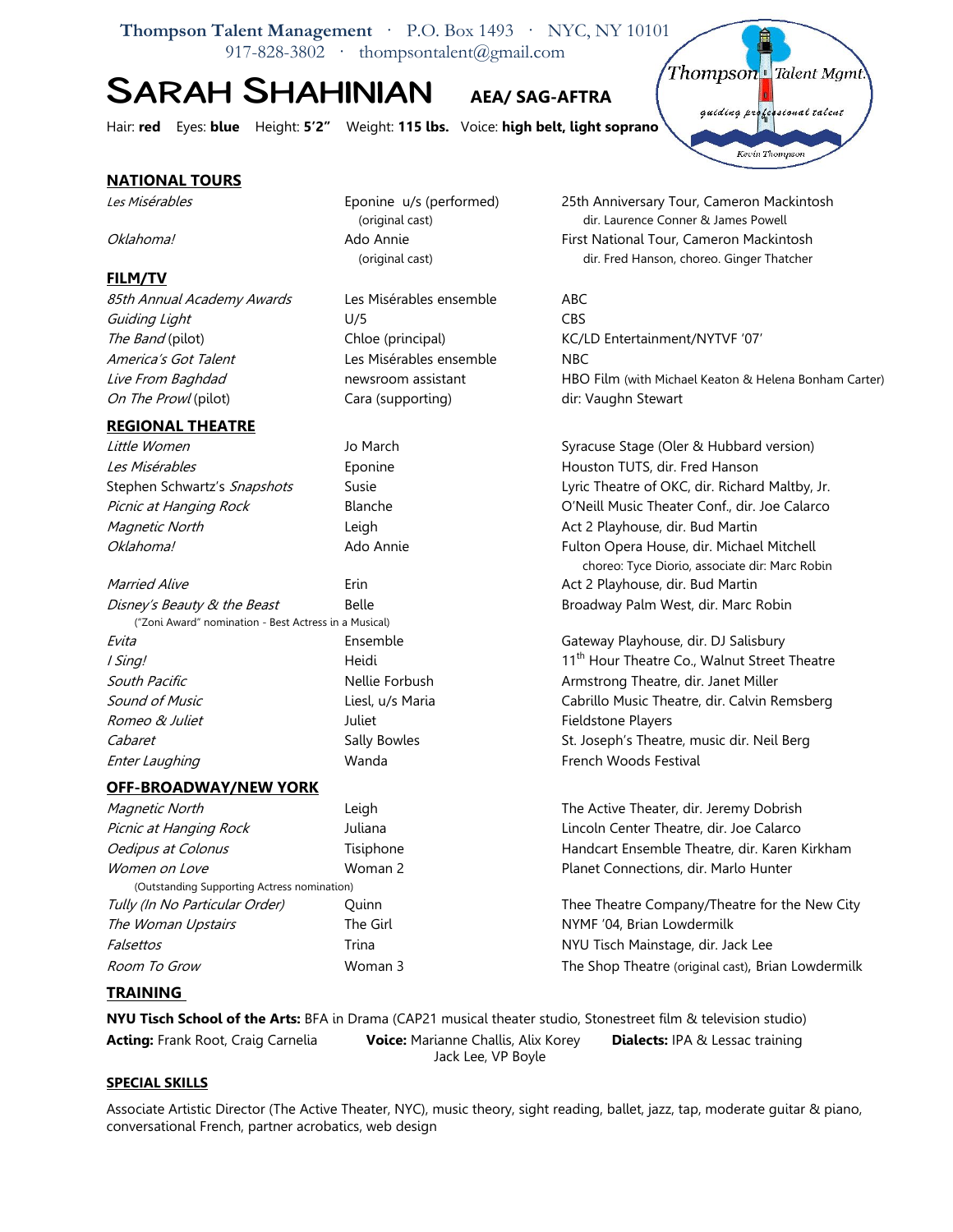Thompson Talent Management · P.O. Box 1493 · NYC, NY 10101
917-828-3802 · thompsontalent@gmail.com

# SARAH SHAHINIAN AEA/ SAG-AFTRA

Hair: **red** Eyes: **blue** Height: **5'2"** Weight: **115 lbs.** Voice: **high belt, light soprano**

Thompson Talent Mgmt. guiding professional talent Kevin Thompson

## NATIONAL TOURS

| | | |
|---|---|---|
| *Les Misérables* | Eponine u/s (performed) (original cast) | 25th Anniversary Tour, Cameron Mackintosh dir. Laurence Conner & James Powell |
| *Oklahoma!* | Ado Annie (original cast) | First National Tour, Cameron Mackintosh dir. Fred Hanson, choreo. Ginger Thatcher |

## FILM/TV

| | | |
|---|---|---|
| *85th Annual Academy Awards* | Les Misérables ensemble | ABC |
| *Guiding Light* | U/5 | CBS |
| *The Band* (pilot) | Chloe (principal) | KC/LD Entertainment/NYTVF '07' |
| *America's Got Talent* | Les Misérables ensemble | NBC |
| *Live From Baghdad* | newsroom assistant | HBO Film (with Michael Keaton & Helena Bonham Carter) |
| *On The Prowl* (pilot) | Cara (supporting) | dir: Vaughn Stewart |

## REGIONAL THEATRE

| | | |
|---|---|---|
| *Little Women* | Jo March | Syracuse Stage (Oler & Hubbard version) |
| *Les Misérables* | Eponine | Houston TUTS, dir. Fred Hanson |
| Stephen Schwartz's *Snapshots* | Susie | Lyric Theatre of OKC, dir. Richard Maltby, Jr. |
| *Picnic at Hanging Rock* | Blanche | O'Neill Music Theater Conf., dir. Joe Calarco |
| *Magnetic North* | Leigh | Act 2 Playhouse, dir. Bud Martin |
| *Oklahoma!* | Ado Annie | Fulton Opera House, dir. Michael Mitchell choreo: Tyce Diorio, associate dir: Marc Robin |
| *Married Alive* | Erin | Act 2 Playhouse, dir. Bud Martin |
| *Disney's Beauty & the Beast* ("Zoni Award" nomination - Best Actress in a Musical) | Belle | Broadway Palm West, dir. Marc Robin |
| *Evita* | Ensemble | Gateway Playhouse, dir. DJ Salisbury |
| *I Sing!* | Heidi | 11th Hour Theatre Co., Walnut Street Theatre |
| *South Pacific* | Nellie Forbush | Armstrong Theatre, dir. Janet Miller |
| *Sound of Music* | Liesl, u/s Maria | Cabrillo Music Theatre, dir. Calvin Remsberg |
| *Romeo & Juliet* | Juliet | Fieldstone Players |
| *Cabaret* | Sally Bowles | St. Joseph's Theatre, music dir. Neil Berg |
| *Enter Laughing* | Wanda | French Woods Festival |

## OFF-BROADWAY/NEW YORK

| | | |
|---|---|---|
| *Magnetic North* | Leigh | The Active Theater, dir. Jeremy Dobrish |
| *Picnic at Hanging Rock* | Juliana | Lincoln Center Theatre, dir. Joe Calarco |
| *Oedipus at Colonus* | Tisiphone | Handcart Ensemble Theatre, dir. Karen Kirkham |
| *Women on Love* (Outstanding Supporting Actress nomination) | Woman 2 | Planet Connections, dir. Marlo Hunter |
| *Tully (In No Particular Order)* | Quinn | Thee Theatre Company/Theatre for the New City |
| *The Woman Upstairs* | The Girl | NYMF '04, Brian Lowdermilk |
| *Falsettos* | Trina | NYU Tisch Mainstage, dir. Jack Lee |
| *Room To Grow* | Woman 3 | The Shop Theatre (original cast), Brian Lowdermilk |

## TRAINING

**NYU Tisch School of the Arts:** BFA in Drama (CAP21 musical theater studio, Stonestreet film & television studio)

**Acting:** Frank Root, Craig Carnelia **Voice:** Marianne Challis, Alix Korey, Jack Lee, VP Boyle **Dialects:** IPA & Lessac training

## SPECIAL SKILLS

Associate Artistic Director (The Active Theater, NYC), music theory, sight reading, ballet, jazz, tap, moderate guitar & piano, conversational French, partner acrobatics, web design